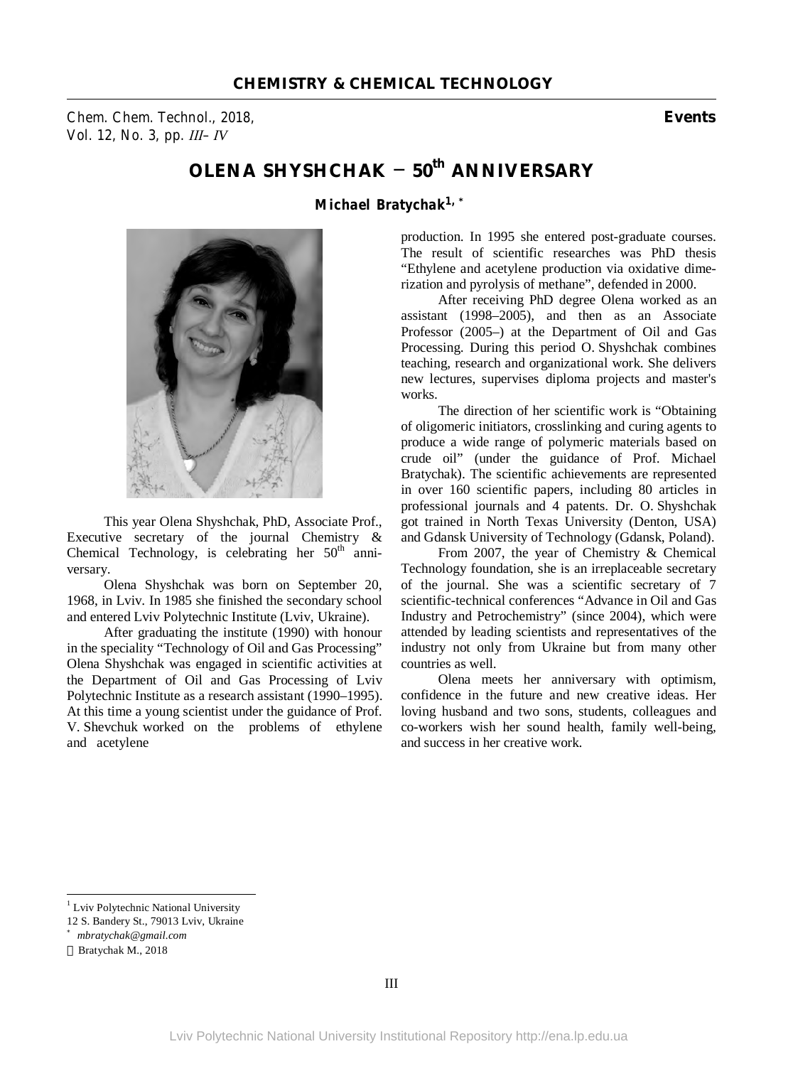# OLENA SHYSHCHAK – 50th ANNIVERSARY

**Michael Bratychak**[1,*]

This year Olena Shyshchak, PhD, Associate Prof., Executive secretary of the journal Chemistry & Chemical Technology, is celebrating her 50th anniversary.

Olena Shyshchak was born on September 20, 1968, in Lviv. In 1985 she finished the secondary school and entered Lviv Polytechnic Institute (Lviv, Ukraine).

After graduating the institute (1990) with honour in the speciality "Technology of Oil and Gas Processing" Olena Shyshchak was engaged in scientific activities at the Department of Oil and Gas Processing of Lviv Polytechnic Institute as a research assistant (1990–1995). At this time a young scientist under the guidance of Prof. V. Shevchuk worked on the problems of ethylene and acetylene production. In 1995 she entered post-graduate courses. The result of scientific researches was PhD thesis "Ethylene and acetylene production via oxidative dimerization and pyrolysis of methane", defended in 2000.

After receiving PhD degree Olena worked as an assistant (1998–2005), and then as an Associate Professor (2005–) at the Department of Oil and Gas Processing. During this period O. Shyshchak combines teaching, research and organizational work. She delivers new lectures, supervises diploma projects and master's works.

The direction of her scientific work is "Obtaining of oligomeric initiators, crosslinking and curing agents to produce a wide range of polymeric materials based on crude oil" (under the guidance of Prof. Michael Bratychak). The scientific achievements are represented in over 160 scientific papers, including 80 articles in professional journals and 4 patents. Dr. O. Shyshchak got trained in North Texas University (Denton, USA) and Gdansk University of Technology (Gdansk, Poland).

From 2007, the year of Chemistry & Chemical Technology foundation, she is an irreplaceable secretary of the journal. She was a scientific secretary of 7 scientific-technical conferences "Advance in Oil and Gas Industry and Petrochemistry" (since 2004), which were attended by leading scientists and representatives of the industry not only from Ukraine but from many other countries as well.

Olena meets her anniversary with optimism, confidence in the future and new creative ideas. Her loving husband and two sons, students, colleagues and co-workers wish her sound health, family well-being, and success in her creative work.

---

[1] Lviv Polytechnic National University
12 S. Bandery St., 79013 Lviv, Ukraine
[*] *mbratychak@gmail.com*
© Bratychak M., 2018